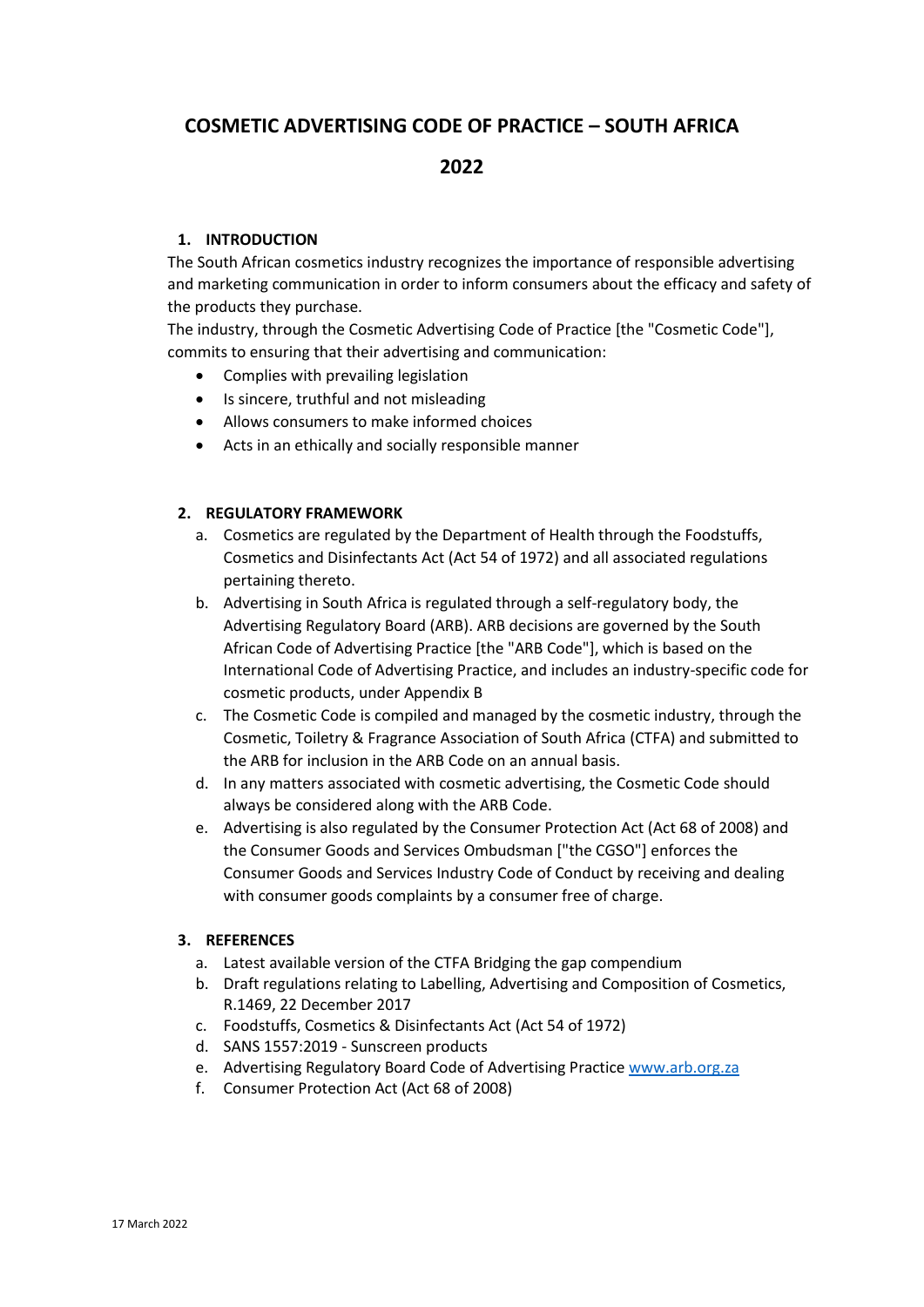# COSMETIC ADVERTISING CODE OF PRACTICE – SOUTH AFRICA

# 2022

## 1. INTRODUCTION

The South African cosmetics industry recognizes the importance of responsible advertising and marketing communication in order to inform consumers about the efficacy and safety of the products they purchase.

The industry, through the Cosmetic Advertising Code of Practice [the "Cosmetic Code"], commits to ensuring that their advertising and communication:

- Complies with prevailing legislation
- Is sincere, truthful and not misleading
- Allows consumers to make informed choices
- Acts in an ethically and socially responsible manner

## 2. REGULATORY FRAMEWORK

a. Cosmetics are regulated by the Department of Health through the Foodstuffs, Cosmetics and Disinfectants Act (Act 54 of 1972) and all associated regulations pertaining thereto.

b. Advertising in South Africa is regulated through a self-regulatory body, the Advertising Regulatory Board (ARB). ARB decisions are governed by the South African Code of Advertising Practice [the "ARB Code"], which is based on the International Code of Advertising Practice, and includes an industry-specific code for cosmetic products, under Appendix B

c. The Cosmetic Code is compiled and managed by the cosmetic industry, through the Cosmetic, Toiletry & Fragrance Association of South Africa (CTFA) and submitted to the ARB for inclusion in the ARB Code on an annual basis.

d. In any matters associated with cosmetic advertising, the Cosmetic Code should always be considered along with the ARB Code.

e. Advertising is also regulated by the Consumer Protection Act (Act 68 of 2008) and the Consumer Goods and Services Ombudsman ["the CGSO"] enforces the Consumer Goods and Services Industry Code of Conduct by receiving and dealing with consumer goods complaints by a consumer free of charge.

## 3. REFERENCES

a. Latest available version of the CTFA Bridging the gap compendium

b. Draft regulations relating to Labelling, Advertising and Composition of Cosmetics, R.1469, 22 December 2017

c. Foodstuffs, Cosmetics & Disinfectants Act (Act 54 of 1972)

d. SANS 1557:2019 - Sunscreen products

e. Advertising Regulatory Board Code of Advertising Practice [www.arb.org.za](http://www.arb.org.za)

f. Consumer Protection Act (Act 68 of 2008)

17 March 2022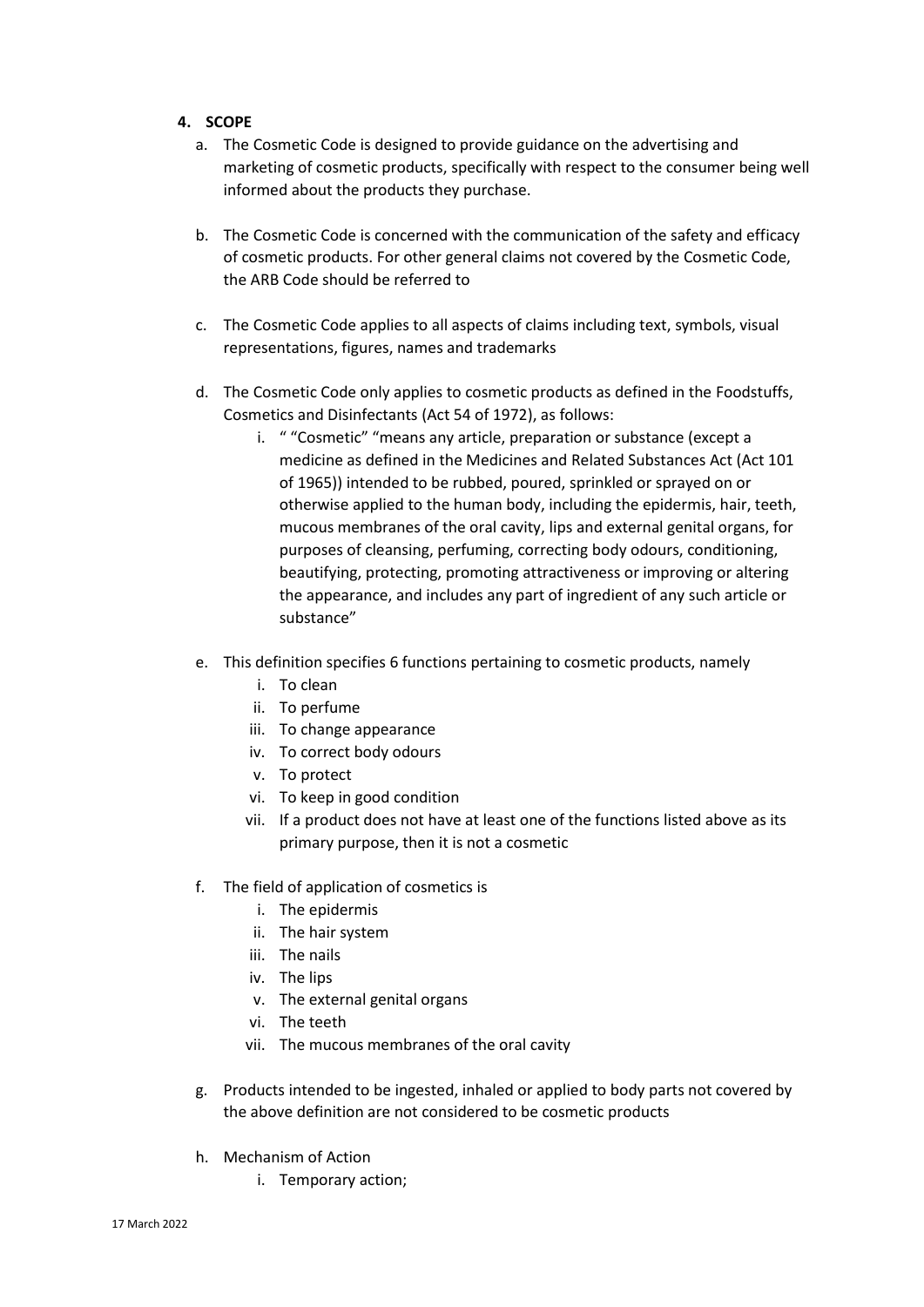## 4. SCOPE

a. The Cosmetic Code is designed to provide guidance on the advertising and marketing of cosmetic products, specifically with respect to the consumer being well informed about the products they purchase.

b. The Cosmetic Code is concerned with the communication of the safety and efficacy of cosmetic products. For other general claims not covered by the Cosmetic Code, the ARB Code should be referred to

c. The Cosmetic Code applies to all aspects of claims including text, symbols, visual representations, figures, names and trademarks

d. The Cosmetic Code only applies to cosmetic products as defined in the Foodstuffs, Cosmetics and Disinfectants (Act 54 of 1972), as follows:

   i. " "Cosmetic" "means any article, preparation or substance (except a medicine as defined in the Medicines and Related Substances Act (Act 101 of 1965)) intended to be rubbed, poured, sprinkled or sprayed on or otherwise applied to the human body, including the epidermis, hair, teeth, mucous membranes of the oral cavity, lips and external genital organs, for purposes of cleansing, perfuming, correcting body odours, conditioning, beautifying, protecting, promoting attractiveness or improving or altering the appearance, and includes any part of ingredient of any such article or substance"

e. This definition specifies 6 functions pertaining to cosmetic products, namely

   i. To clean
   ii. To perfume
   iii. To change appearance
   iv. To correct body odours
   v. To protect
   vi. To keep in good condition
   vii. If a product does not have at least one of the functions listed above as its primary purpose, then it is not a cosmetic

f. The field of application of cosmetics is

   i. The epidermis
   ii. The hair system
   iii. The nails
   iv. The lips
   v. The external genital organs
   vi. The teeth
   vii. The mucous membranes of the oral cavity

g. Products intended to be ingested, inhaled or applied to body parts not covered by the above definition are not considered to be cosmetic products

h. Mechanism of Action

   i. Temporary action;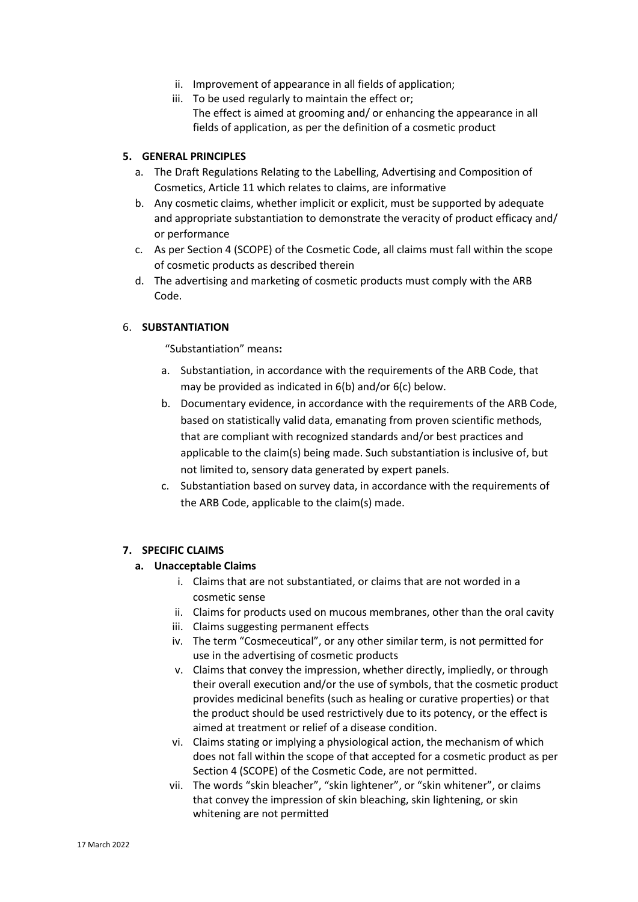ii. Improvement of appearance in all fields of application;
iii. To be used regularly to maintain the effect or;
The effect is aimed at grooming and/ or enhancing the appearance in all fields of application, as per the definition of a cosmetic product

## 5. GENERAL PRINCIPLES

a. The Draft Regulations Relating to the Labelling, Advertising and Composition of Cosmetics, Article 11 which relates to claims, are informative
b. Any cosmetic claims, whether implicit or explicit, must be supported by adequate and appropriate substantiation to demonstrate the veracity of product efficacy and/ or performance
c. As per Section 4 (SCOPE) of the Cosmetic Code, all claims must fall within the scope of cosmetic products as described therein
d. The advertising and marketing of cosmetic products must comply with the ARB Code.

## 6. SUBSTANTIATION

"Substantiation" means**:**

a. Substantiation, in accordance with the requirements of the ARB Code, that may be provided as indicated in 6(b) and/or 6(c) below.
b. Documentary evidence, in accordance with the requirements of the ARB Code, based on statistically valid data, emanating from proven scientific methods, that are compliant with recognized standards and/or best practices and applicable to the claim(s) being made. Such substantiation is inclusive of, but not limited to, sensory data generated by expert panels.
c. Substantiation based on survey data, in accordance with the requirements of the ARB Code, applicable to the claim(s) made.

## 7. SPECIFIC CLAIMS

### a. Unacceptable Claims

i. Claims that are not substantiated, or claims that are not worded in a cosmetic sense
ii. Claims for products used on mucous membranes, other than the oral cavity
iii. Claims suggesting permanent effects
iv. The term "Cosmeceutical", or any other similar term, is not permitted for use in the advertising of cosmetic products
v. Claims that convey the impression, whether directly, impliedly, or through their overall execution and/or the use of symbols, that the cosmetic product provides medicinal benefits (such as healing or curative properties) or that the product should be used restrictively due to its potency, or the effect is aimed at treatment or relief of a disease condition.
vi. Claims stating or implying a physiological action, the mechanism of which does not fall within the scope of that accepted for a cosmetic product as per Section 4 (SCOPE) of the Cosmetic Code, are not permitted.
vii. The words "skin bleacher", "skin lightener", or "skin whitener", or claims that convey the impression of skin bleaching, skin lightening, or skin whitening are not permitted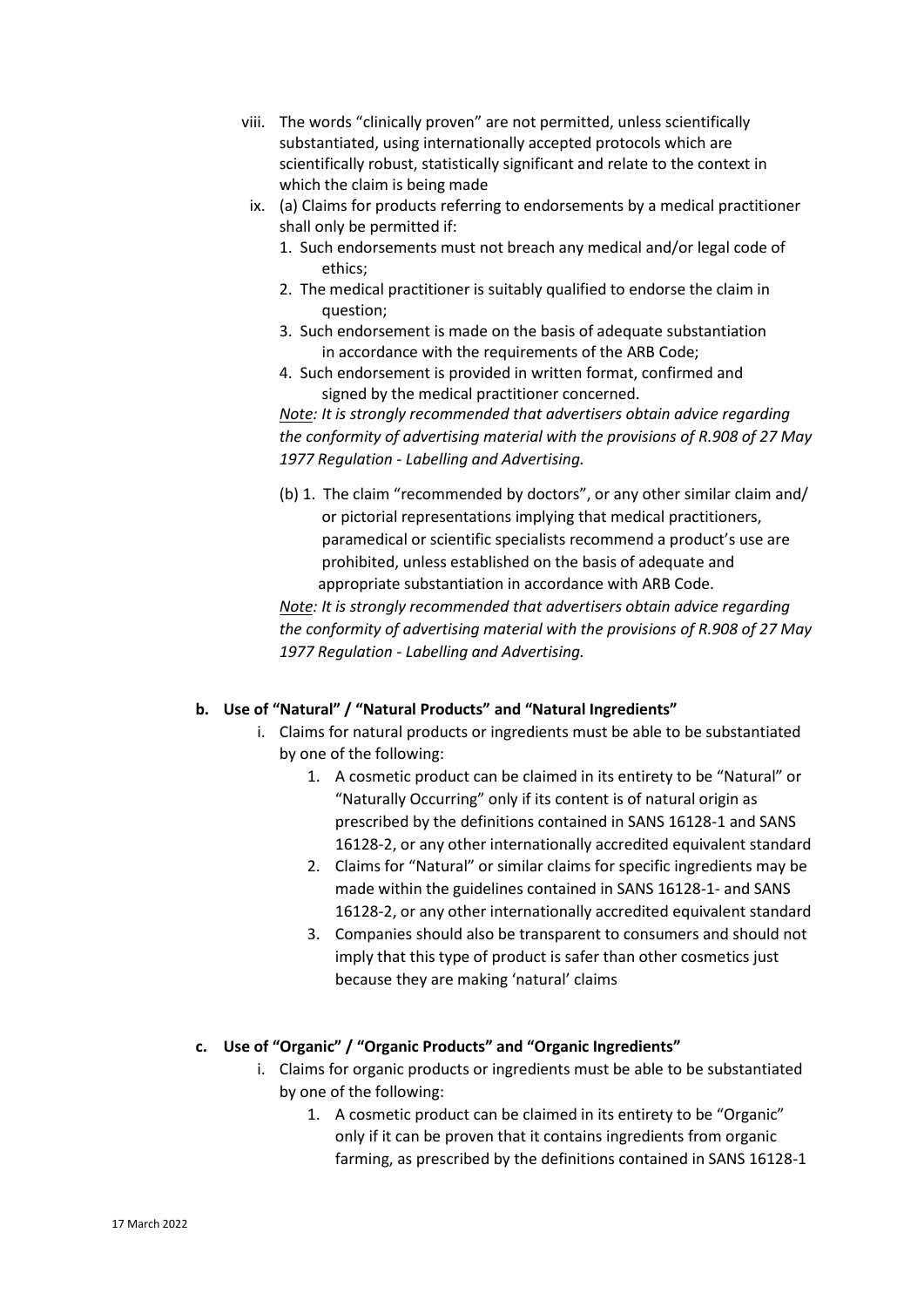viii. The words "clinically proven" are not permitted, unless scientifically substantiated, using internationally accepted protocols which are scientifically robust, statistically significant and relate to the context in which the claim is being made

ix. (a) Claims for products referring to endorsements by a medical practitioner shall only be permitted if:

1. Such endorsements must not breach any medical and/or legal code of ethics;
2. The medical practitioner is suitably qualified to endorse the claim in question;
3. Such endorsement is made on the basis of adequate substantiation in accordance with the requirements of the ARB Code;
4. Such endorsement is provided in written format, confirmed and signed by the medical practitioner concerned.

*Note: It is strongly recommended that advertisers obtain advice regarding the conformity of advertising material with the provisions of R.908 of 27 May 1977 Regulation - Labelling and Advertising.*

(b) 1. The claim "recommended by doctors", or any other similar claim and/ or pictorial representations implying that medical practitioners, paramedical or scientific specialists recommend a product's use are prohibited, unless established on the basis of adequate and appropriate substantiation in accordance with ARB Code.

*Note: It is strongly recommended that advertisers obtain advice regarding the conformity of advertising material with the provisions of R.908 of 27 May 1977 Regulation - Labelling and Advertising.*

**b. Use of "Natural" / "Natural Products" and "Natural Ingredients"**

i. Claims for natural products or ingredients must be able to be substantiated by one of the following:

1. A cosmetic product can be claimed in its entirety to be "Natural" or "Naturally Occurring" only if its content is of natural origin as prescribed by the definitions contained in SANS 16128-1 and SANS 16128-2, or any other internationally accredited equivalent standard
2. Claims for "Natural" or similar claims for specific ingredients may be made within the guidelines contained in SANS 16128-1- and SANS 16128-2, or any other internationally accredited equivalent standard
3. Companies should also be transparent to consumers and should not imply that this type of product is safer than other cosmetics just because they are making 'natural' claims

**c. Use of "Organic" / "Organic Products" and "Organic Ingredients"**

i. Claims for organic products or ingredients must be able to be substantiated by one of the following:

1. A cosmetic product can be claimed in its entirety to be "Organic" only if it can be proven that it contains ingredients from organic farming, as prescribed by the definitions contained in SANS 16128-1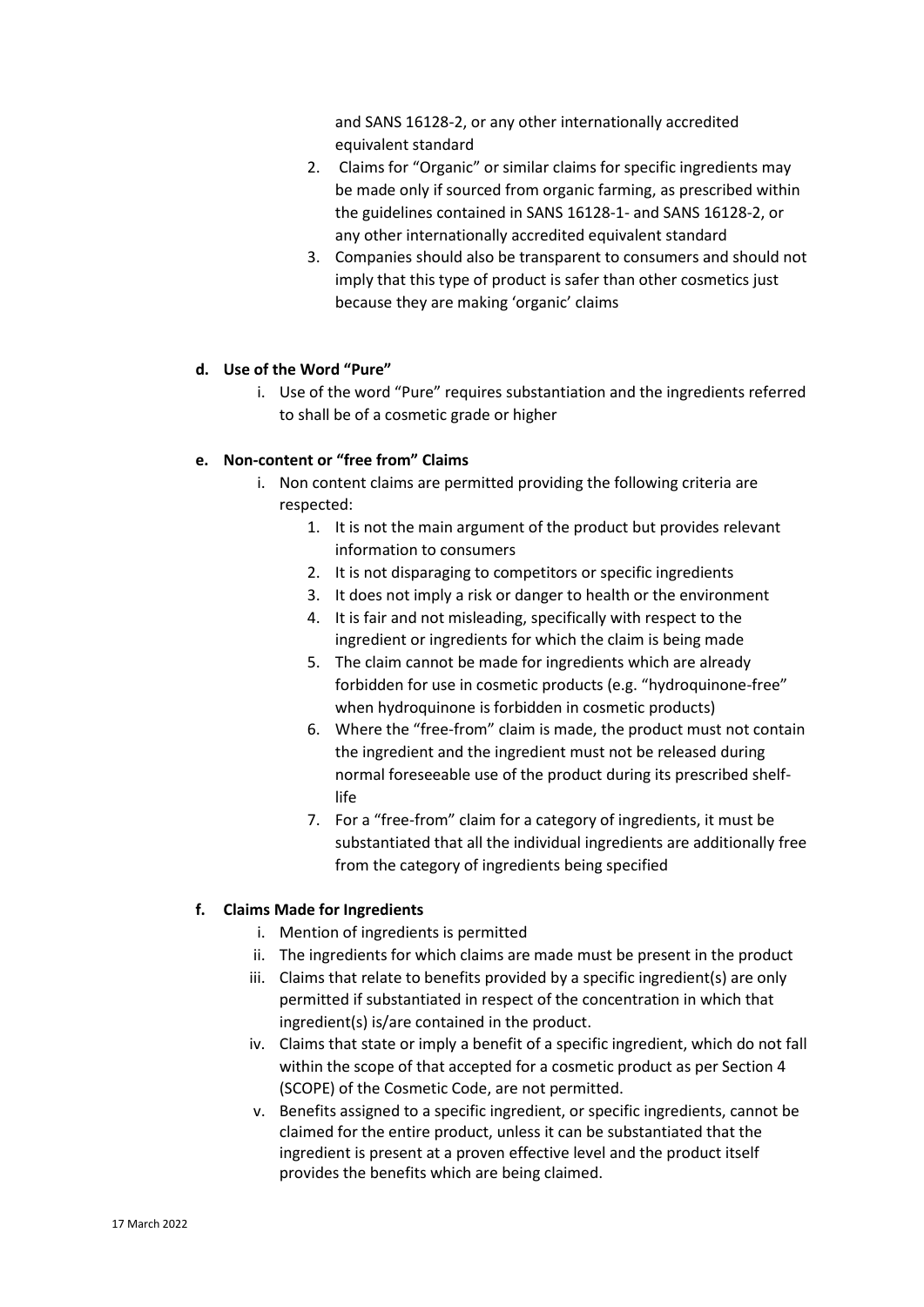and SANS 16128-2, or any other internationally accredited equivalent standard

2. Claims for "Organic" or similar claims for specific ingredients may be made only if sourced from organic farming, as prescribed within the guidelines contained in SANS 16128-1- and SANS 16128-2, or any other internationally accredited equivalent standard
3. Companies should also be transparent to consumers and should not imply that this type of product is safer than other cosmetics just because they are making 'organic' claims

**d. Use of the Word "Pure"**

i. Use of the word "Pure" requires substantiation and the ingredients referred to shall be of a cosmetic grade or higher

**e. Non-content or "free from" Claims**

i. Non content claims are permitted providing the following criteria are respected:
   1. It is not the main argument of the product but provides relevant information to consumers
   2. It is not disparaging to competitors or specific ingredients
   3. It does not imply a risk or danger to health or the environment
   4. It is fair and not misleading, specifically with respect to the ingredient or ingredients for which the claim is being made
   5. The claim cannot be made for ingredients which are already forbidden for use in cosmetic products (e.g. "hydroquinone-free" when hydroquinone is forbidden in cosmetic products)
   6. Where the "free-from" claim is made, the product must not contain the ingredient and the ingredient must not be released during normal foreseeable use of the product during its prescribed shelf-life
   7. For a "free-from" claim for a category of ingredients, it must be substantiated that all the individual ingredients are additionally free from the category of ingredients being specified

**f. Claims Made for Ingredients**

i. Mention of ingredients is permitted

ii. The ingredients for which claims are made must be present in the product

iii. Claims that relate to benefits provided by a specific ingredient(s) are only permitted if substantiated in respect of the concentration in which that ingredient(s) is/are contained in the product.

iv. Claims that state or imply a benefit of a specific ingredient, which do not fall within the scope of that accepted for a cosmetic product as per Section 4 (SCOPE) of the Cosmetic Code, are not permitted.

v. Benefits assigned to a specific ingredient, or specific ingredients, cannot be claimed for the entire product, unless it can be substantiated that the ingredient is present at a proven effective level and the product itself provides the benefits which are being claimed.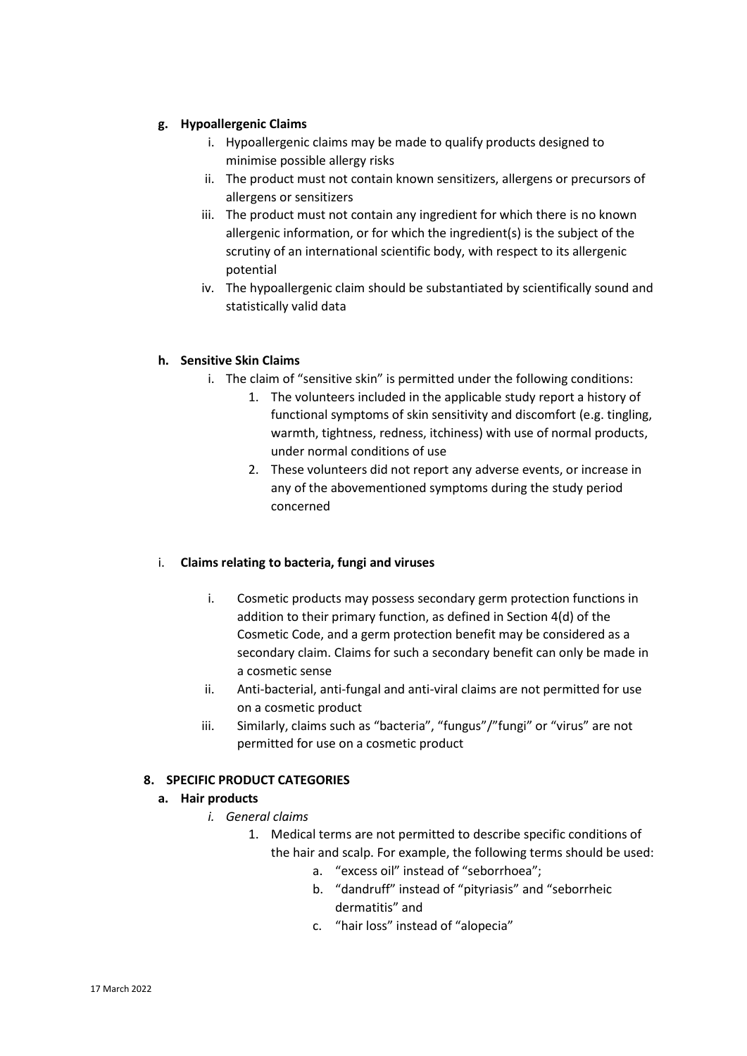**g. Hypoallergenic Claims**

i. Hypoallergenic claims may be made to qualify products designed to minimise possible allergy risks
ii. The product must not contain known sensitizers, allergens or precursors of allergens or sensitizers
iii. The product must not contain any ingredient for which there is no known allergenic information, or for which the ingredient(s) is the subject of the scrutiny of an international scientific body, with respect to its allergenic potential
iv. The hypoallergenic claim should be substantiated by scientifically sound and statistically valid data

**h. Sensitive Skin Claims**

i. The claim of "sensitive skin" is permitted under the following conditions:
   1. The volunteers included in the applicable study report a history of functional symptoms of skin sensitivity and discomfort (e.g. tingling, warmth, tightness, redness, itchiness) with use of normal products, under normal conditions of use
   2. These volunteers did not report any adverse events, or increase in any of the abovementioned symptoms during the study period concerned

i. **Claims relating to bacteria, fungi and viruses**

i. Cosmetic products may possess secondary germ protection functions in addition to their primary function, as defined in Section 4(d) of the Cosmetic Code, and a germ protection benefit may be considered as a secondary claim. Claims for such a secondary benefit can only be made in a cosmetic sense
ii. Anti-bacterial, anti-fungal and anti-viral claims are not permitted for use on a cosmetic product
iii. Similarly, claims such as "bacteria", "fungus"/"fungi" or "virus" are not permitted for use on a cosmetic product

**8. SPECIFIC PRODUCT CATEGORIES**

**a. Hair products**

*i. General claims*

1. Medical terms are not permitted to describe specific conditions of the hair and scalp. For example, the following terms should be used:
   a. "excess oil" instead of "seborrhoea";
   b. "dandruff" instead of "pityriasis" and "seborrheic dermatitis" and
   c. "hair loss" instead of "alopecia"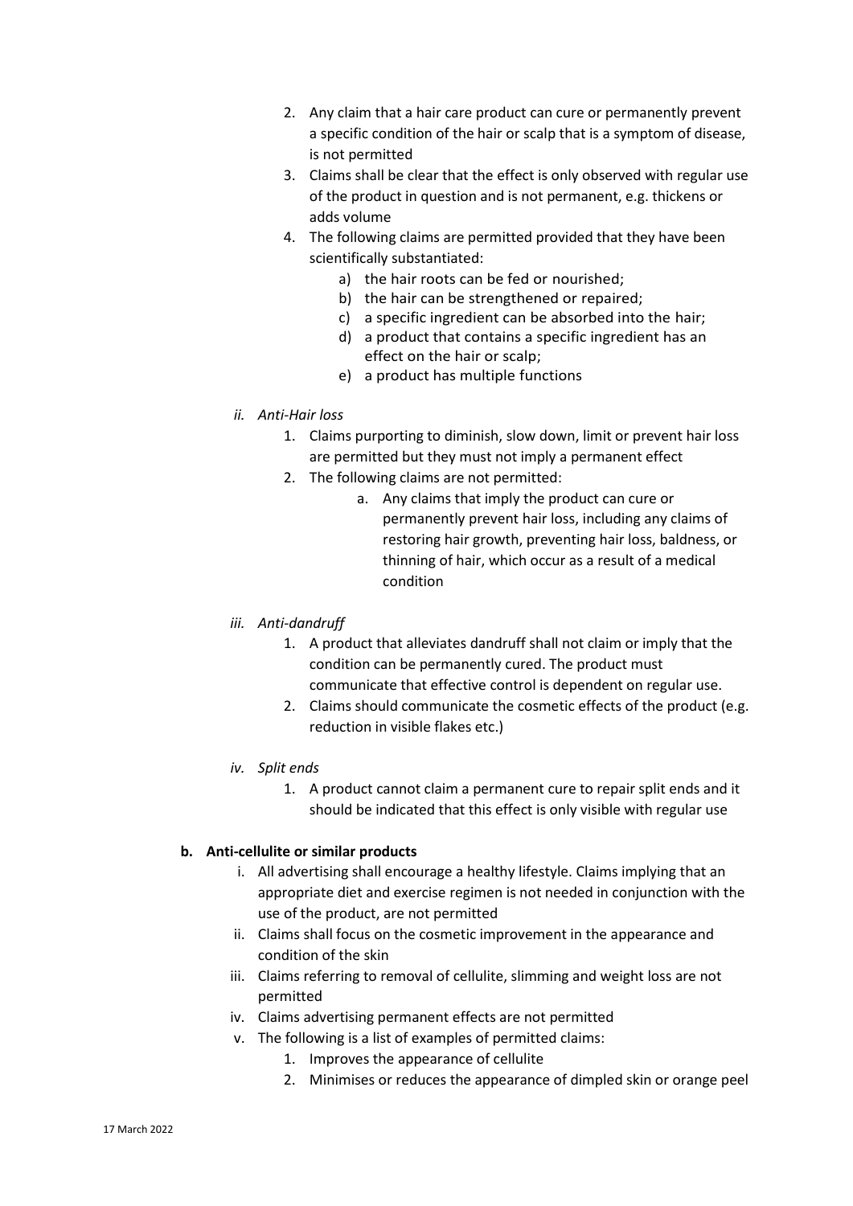2. Any claim that a hair care product can cure or permanently prevent a specific condition of the hair or scalp that is a symptom of disease, is not permitted
3. Claims shall be clear that the effect is only observed with regular use of the product in question and is not permanent, e.g. thickens or adds volume
4. The following claims are permitted provided that they have been scientifically substantiated:
    a) the hair roots can be fed or nourished;
    b) the hair can be strengthened or repaired;
    c) a specific ingredient can be absorbed into the hair;
    d) a product that contains a specific ingredient has an effect on the hair or scalp;
    e) a product has multiple functions

*ii. Anti-Hair loss*

1. Claims purporting to diminish, slow down, limit or prevent hair loss are permitted but they must not imply a permanent effect
2. The following claims are not permitted:
    a. Any claims that imply the product can cure or permanently prevent hair loss, including any claims of restoring hair growth, preventing hair loss, baldness, or thinning of hair, which occur as a result of a medical condition

*iii. Anti-dandruff*

1. A product that alleviates dandruff shall not claim or imply that the condition can be permanently cured. The product must communicate that effective control is dependent on regular use.
2. Claims should communicate the cosmetic effects of the product (e.g. reduction in visible flakes etc.)

*iv. Split ends*

1. A product cannot claim a permanent cure to repair split ends and it should be indicated that this effect is only visible with regular use

**b. Anti-cellulite or similar products**

i. All advertising shall encourage a healthy lifestyle. Claims implying that an appropriate diet and exercise regimen is not needed in conjunction with the use of the product, are not permitted

ii. Claims shall focus on the cosmetic improvement in the appearance and condition of the skin

iii. Claims referring to removal of cellulite, slimming and weight loss are not permitted

iv. Claims advertising permanent effects are not permitted

v. The following is a list of examples of permitted claims:

1. Improves the appearance of cellulite
2. Minimises or reduces the appearance of dimpled skin or orange peel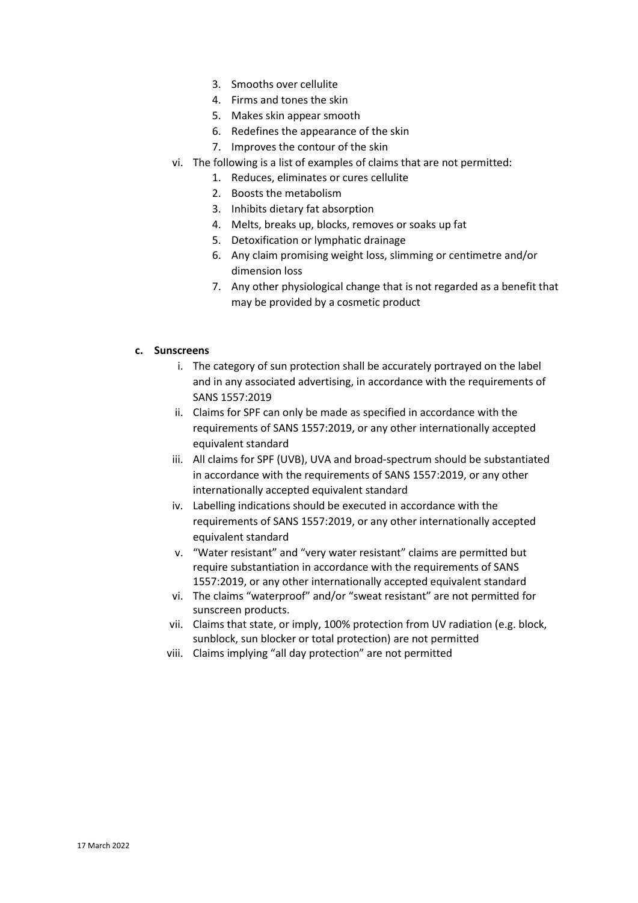3. Smooths over cellulite
4. Firms and tones the skin
5. Makes skin appear smooth
6. Redefines the appearance of the skin
7. Improves the contour of the skin

vi. The following is a list of examples of claims that are not permitted:

1. Reduces, eliminates or cures cellulite
2. Boosts the metabolism
3. Inhibits dietary fat absorption
4. Melts, breaks up, blocks, removes or soaks up fat
5. Detoxification or lymphatic drainage
6. Any claim promising weight loss, slimming or centimetre and/or dimension loss
7. Any other physiological change that is not regarded as a benefit that may be provided by a cosmetic product

**c. Sunscreens**

i. The category of sun protection shall be accurately portrayed on the label and in any associated advertising, in accordance with the requirements of SANS 1557:2019

ii. Claims for SPF can only be made as specified in accordance with the requirements of SANS 1557:2019, or any other internationally accepted equivalent standard

iii. All claims for SPF (UVB), UVA and broad-spectrum should be substantiated in accordance with the requirements of SANS 1557:2019, or any other internationally accepted equivalent standard

iv. Labelling indications should be executed in accordance with the requirements of SANS 1557:2019, or any other internationally accepted equivalent standard

v. "Water resistant" and "very water resistant" claims are permitted but require substantiation in accordance with the requirements of SANS 1557:2019, or any other internationally accepted equivalent standard

vi. The claims "waterproof" and/or "sweat resistant" are not permitted for sunscreen products.

vii. Claims that state, or imply, 100% protection from UV radiation (e.g. block, sunblock, sun blocker or total protection) are not permitted

viii. Claims implying "all day protection" are not permitted

17 March 2022